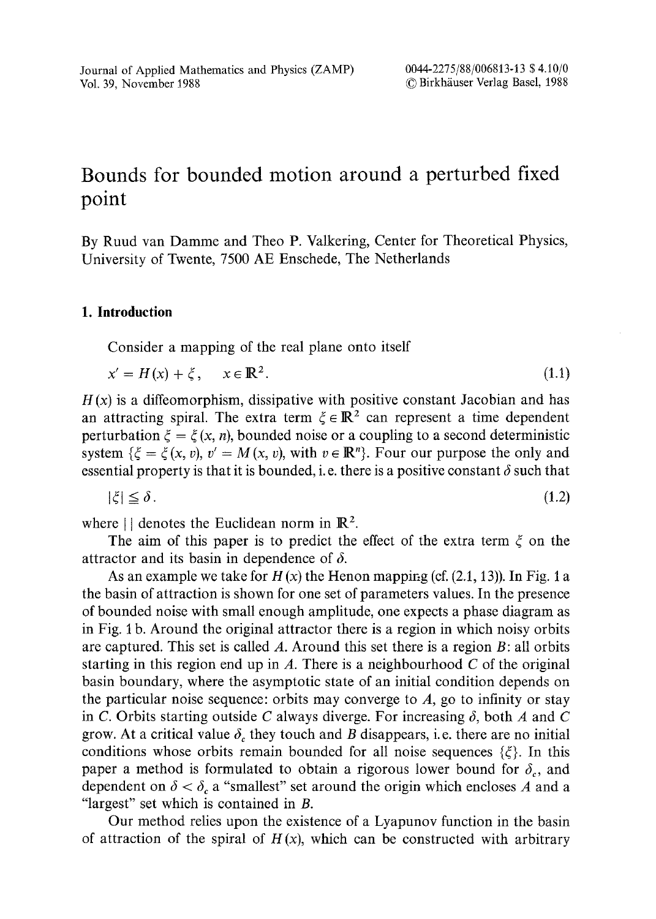# Bounds for bounded motion around a perturbed fixed point

By Ruud van Damme and Theo P. Valkering, Center for Theoretical Physics, University of Twente, 7500 AE Enschede, The Netherlands

## 1. Introduction

Consider a mapping of the real plane onto itself

$$x' = H(x) + \xi, \quad x \in \mathbb{R}^2. \tag{1.1}$$

$H(x)$ is a diffeomorphism, dissipative with positive constant Jacobian and has an attracting spiral. The extra term $\xi \in \mathbb{R}^2$ can represent a time dependent perturbation $\xi = \xi(x, n)$, bounded noise or a coupling to a second deterministic system $\{\xi = \xi(x, v), v' = M(x, v)$, with $v \in \mathbb{R}^n\}$. Four our purpose the only and essential property is that it is bounded, i.e. there is a positive constant $\delta$ such that

$$|\xi| \leqq \delta. \tag{1.2}$$

where $| \, |$ denotes the Euclidean norm in $\mathbb{R}^2$.

The aim of this paper is to predict the effect of the extra term $\xi$ on the attractor and its basin in dependence of $\delta$.

As an example we take for $H(x)$ the Henon mapping (cf. (2.1, 13)). In Fig. 1 a the basin of attraction is shown for one set of parameters values. In the presence of bounded noise with small enough amplitude, one expects a phase diagram as in Fig. 1 b. Around the original attractor there is a region in which noisy orbits are captured. This set is called $A$. Around this set there is a region $B$: all orbits starting in this region end up in $A$. There is a neighbourhood $C$ of the original basin boundary, where the asymptotic state of an initial condition depends on the particular noise sequence: orbits may converge to $A$, go to infinity or stay in $C$. Orbits starting outside $C$ always diverge. For increasing $\delta$, both $A$ and $C$ grow. At a critical value $\delta_c$ they touch and $B$ disappears, i.e. there are no initial conditions whose orbits remain bounded for all noise sequences $\{\xi\}$. In this paper a method is formulated to obtain a rigorous lower bound for $\delta_c$, and dependent on $\delta < \delta_c$ a "smallest" set around the origin which encloses $A$ and a "largest" set which is contained in $B$.

Our method relies upon the existence of a Lyapunov function in the basin of attraction of the spiral of $H(x)$, which can be constructed with arbitrary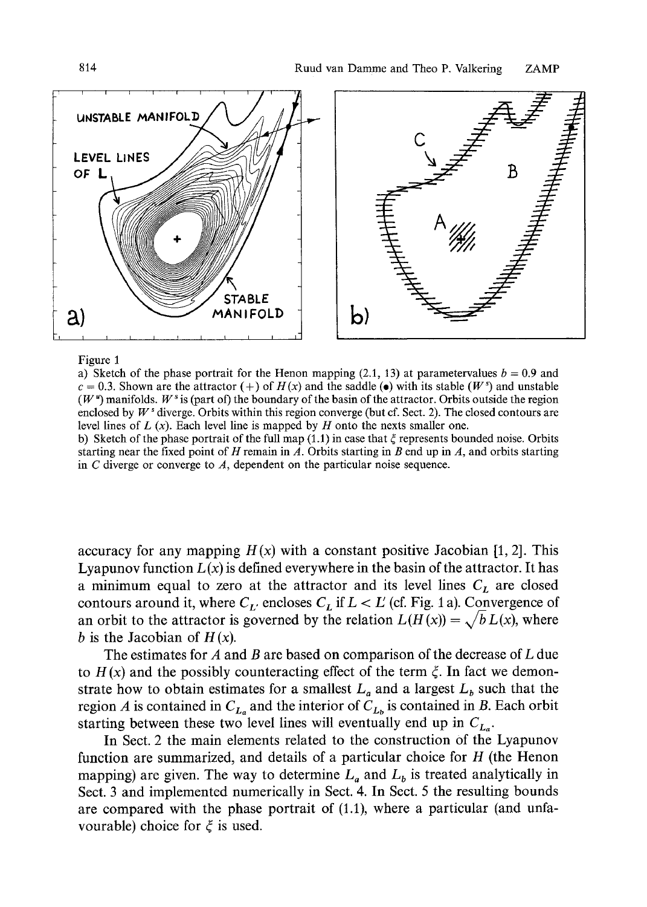Figure 1

a) Sketch of the phase portrait for the Henon mapping (2.1, 13) at parametervalues $b = 0.9$ and $c = 0.3$. Shown are the attractor (+) of $H(x)$ and the saddle (•) with its stable ($W^s$) and unstable ($W^u$) manifolds. $W^s$ is (part of) the boundary of the basin of the attractor. Orbits outside the region enclosed by $W^s$ diverge. Orbits within this region converge (but cf. Sect. 2). The closed contours are level lines of $L(x)$. Each level line is mapped by $H$ onto the nexts smaller one.

b) Sketch of the phase portrait of the full map (1.1) in case that $\xi$ represents bounded noise. Orbits starting near the fixed point of $H$ remain in $A$. Orbits starting in $B$ end up in $A$, and orbits starting in $C$ diverge or converge to $A$, dependent on the particular noise sequence.

accuracy for any mapping $H(x)$ with a constant positive Jacobian [1, 2]. This Lyapunov function $L(x)$ is defined everywhere in the basin of the attractor. It has a minimum equal to zero at the attractor and its level lines $C_L$ are closed contours around it, where $C_{L'}$ encloses $C_L$ if $L < L'$ (cf. Fig. 1a). Convergence of an orbit to the attractor is governed by the relation $L(H(x)) = \sqrt{b}\, L(x)$, where $b$ is the Jacobian of $H(x)$.

The estimates for $A$ and $B$ are based on comparison of the decrease of $L$ due to $H(x)$ and the possibly counteracting effect of the term $\xi$. In fact we demonstrate how to obtain estimates for a smallest $L_a$ and a largest $L_b$ such that the region $A$ is contained in $C_{L_a}$ and the interior of $C_{L_b}$ is contained in $B$. Each orbit starting between these two level lines will eventually end up in $C_{L_a}$.

In Sect. 2 the main elements related to the construction of the Lyapunov function are summarized, and details of a particular choice for $H$ (the Henon mapping) are given. The way to determine $L_a$ and $L_b$ is treated analytically in Sect. 3 and implemented numerically in Sect. 4. In Sect. 5 the resulting bounds are compared with the phase portrait of (1.1), where a particular (and unfavourable) choice for $\xi$ is used.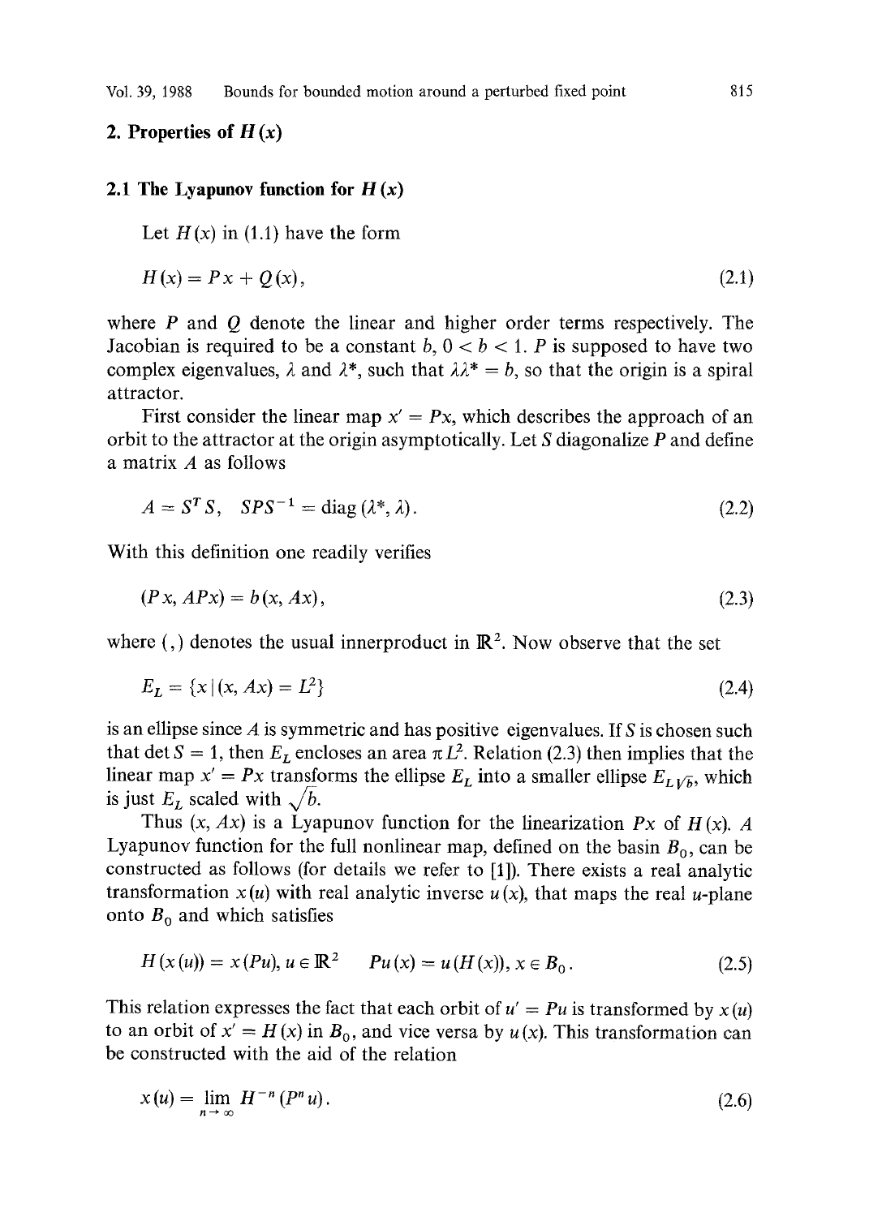## 2. Properties of $H(x)$

### 2.1 The Lyapunov function for $H(x)$

Let $H(x)$ in (1.1) have the form

$$H(x) = Px + Q(x), \tag{2.1}$$

where $P$ and $Q$ denote the linear and higher order terms respectively. The Jacobian is required to be a constant $b$, $0 < b < 1$. $P$ is supposed to have two complex eigenvalues, $\lambda$ and $\lambda^*$, such that $\lambda\lambda^* = b$, so that the origin is a spiral attractor.

First consider the linear map $x' = Px$, which describes the approach of an orbit to the attractor at the origin asymptotically. Let $S$ diagonalize $P$ and define a matrix $A$ as follows

$$A = S^T S, \quad SPS^{-1} = \operatorname{diag}(\lambda^*, \lambda). \tag{2.2}$$

With this definition one readily verifies

$$(Px, APx) = b(x, Ax), \tag{2.3}$$

where $(,)$ denotes the usual innerproduct in $\mathbb{R}^2$. Now observe that the set

$$E_L = \{x \mid (x, Ax) = L^2\} \tag{2.4}$$

is an ellipse since $A$ is symmetric and has positive eigenvalues. If $S$ is chosen such that $\det S = 1$, then $E_L$ encloses an area $\pi L^2$. Relation (2.3) then implies that the linear map $x' = Px$ transforms the ellipse $E_L$ into a smaller ellipse $E_{L\sqrt{b}}$, which is just $E_L$ scaled with $\sqrt{b}$.

Thus $(x, Ax)$ is a Lyapunov function for the linearization $Px$ of $H(x)$. A Lyapunov function for the full nonlinear map, defined on the basin $B_0$, can be constructed as follows (for details we refer to [1]). There exists a real analytic transformation $x(u)$ with real analytic inverse $u(x)$, that maps the real $u$-plane onto $B_0$ and which satisfies

$$H(x(u)) = x(Pu), \; u \in \mathbb{R}^2 \qquad Pu(x) = u(H(x)), \; x \in B_0. \tag{2.5}$$

This relation expresses the fact that each orbit of $u' = Pu$ is transformed by $x(u)$ to an orbit of $x' = H(x)$ in $B_0$, and vice versa by $u(x)$. This transformation can be constructed with the aid of the relation

$$x(u) = \lim_{n \to \infty} H^{-n}(P^n u). \tag{2.6}$$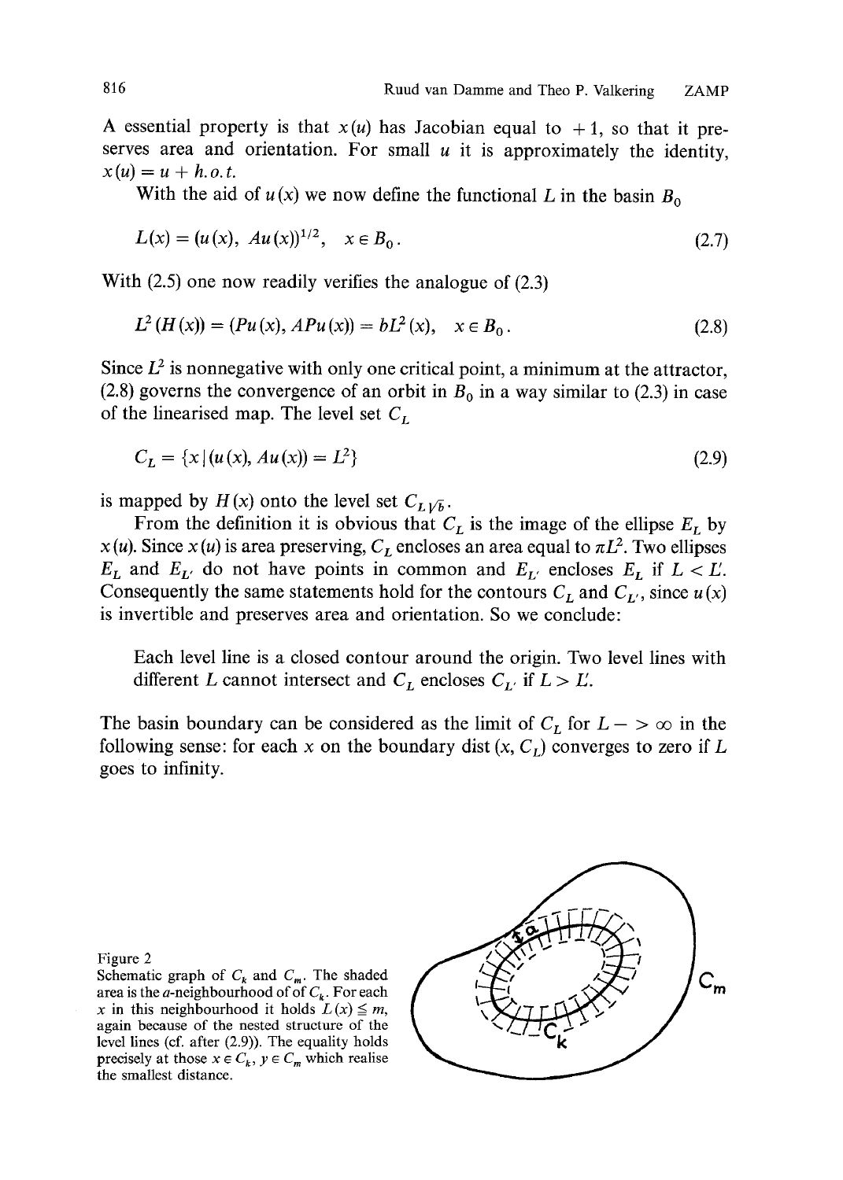A essential property is that $x(u)$ has Jacobian equal to $+1$, so that it preserves area and orientation. For small $u$ it is approximately the identity, $x(u) = u + h.o.t.$

With the aid of $u(x)$ we now define the functional $L$ in the basin $B_0$

$$L(x) = (u(x),\ Au(x))^{1/2}, \quad x \in B_0. \tag{2.7}$$

With (2.5) one now readily verifies the analogue of (2.3)

$$L^2(H(x)) = (Pu(x), APu(x)) = bL^2(x), \quad x \in B_0. \tag{2.8}$$

Since $L^2$ is nonnegative with only one critical point, a minimum at the attractor, (2.8) governs the convergence of an orbit in $B_0$ in a way similar to (2.3) in case of the linearised map. The level set $C_L$

$$C_L = \{x \,|\, (u(x), Au(x)) = L^2\} \tag{2.9}$$

is mapped by $H(x)$ onto the level set $C_{L\sqrt{b}}$.

From the definition it is obvious that $C_L$ is the image of the ellipse $E_L$ by $x(u)$. Since $x(u)$ is area preserving, $C_L$ encloses an area equal to $\pi L^2$. Two ellipses $E_L$ and $E_{L'}$ do not have points in common and $E_{L'}$ encloses $E_L$ if $L < L'$. Consequently the same statements hold for the contours $C_L$ and $C_{L'}$, since $u(x)$ is invertible and preserves area and orientation. So we conclude:

> Each level line is a closed contour around the origin. Two level lines with different $L$ cannot intersect and $C_L$ encloses $C_{L'}$ if $L > L'$.

The basin boundary can be considered as the limit of $C_L$ for $L -> \infty$ in the following sense: for each $x$ on the boundary dist $(x, C_L)$ converges to zero if $L$ goes to infinity.

Figure 2
Schematic graph of $C_k$ and $C_m$. The shaded area is the $a$-neighbourhood of of $C_k$. For each $x$ in this neighbourhood it holds $L(x) \leqq m$, again because of the nested structure of the level lines (cf. after (2.9)). The equality holds precisely at those $x \in C_k$, $y \in C_m$ which realise the smallest distance.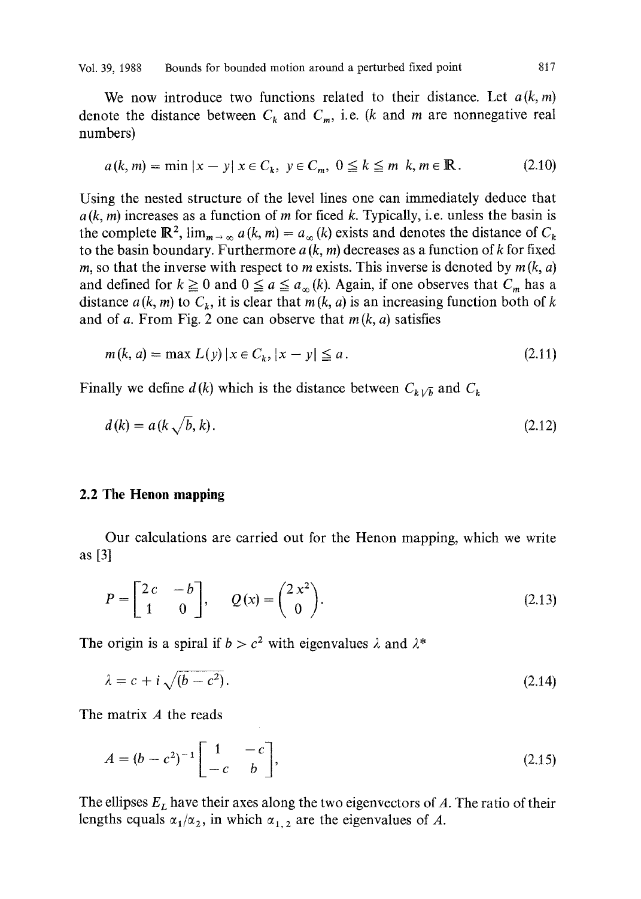We now introduce two functions related to their distance. Let $a(k, m)$ denote the distance between $C_k$ and $C_m$, i.e. ($k$ and $m$ are nonnegative real numbers)

$$a(k, m) = \min |x - y| \; x \in C_k, \; y \in C_m, \; 0 \leqq k \leqq m \;\; k, m \in \mathbb{R}. \tag{2.10}$$

Using the nested structure of the level lines one can immediately deduce that $a(k, m)$ increases as a function of $m$ for ficed $k$. Typically, i.e. unless the basin is the complete $\mathbb{R}^2$, $\lim_{m \to \infty} a(k, m) = a_\infty(k)$ exists and denotes the distance of $C_k$ to the basin boundary. Furthermore $a(k, m)$ decreases as a function of $k$ for fixed $m$, so that the inverse with respect to $m$ exists. This inverse is denoted by $m(k, a)$ and defined for $k \geqq 0$ and $0 \leqq a \leqq a_\infty(k)$. Again, if one observes that $C_m$ has a distance $a(k, m)$ to $C_k$, it is clear that $m(k, a)$ is an increasing function both of $k$ and of $a$. From Fig. 2 one can observe that $m(k, a)$ satisfies

$$m(k, a) = \max L(y) \,|\, x \in C_k, \; |x - y| \leqq a. \tag{2.11}$$

Finally we define $d(k)$ which is the distance between $C_{k\sqrt{b}}$ and $C_k$

$$d(k) = a(k\sqrt{b}, k). \tag{2.12}$$

## 2.2 The Henon mapping

Our calculations are carried out for the Henon mapping, which we write as [3]

$$P = \begin{bmatrix} 2c & -b \\ 1 & 0 \end{bmatrix}, \quad Q(x) = \begin{pmatrix} 2x^2 \\ 0 \end{pmatrix}. \tag{2.13}$$

The origin is a spiral if $b > c^2$ with eigenvalues $\lambda$ and $\lambda^*$

$$\lambda = c + i\sqrt{(b - c^2)}. \tag{2.14}$$

The matrix $A$ the reads

$$A = (b - c^2)^{-1} \begin{bmatrix} 1 & -c \\ -c & b \end{bmatrix}, \tag{2.15}$$

The ellipses $E_L$ have their axes along the two eigenvectors of $A$. The ratio of their lengths equals $\alpha_1/\alpha_2$, in which $\alpha_{1,2}$ are the eigenvalues of $A$.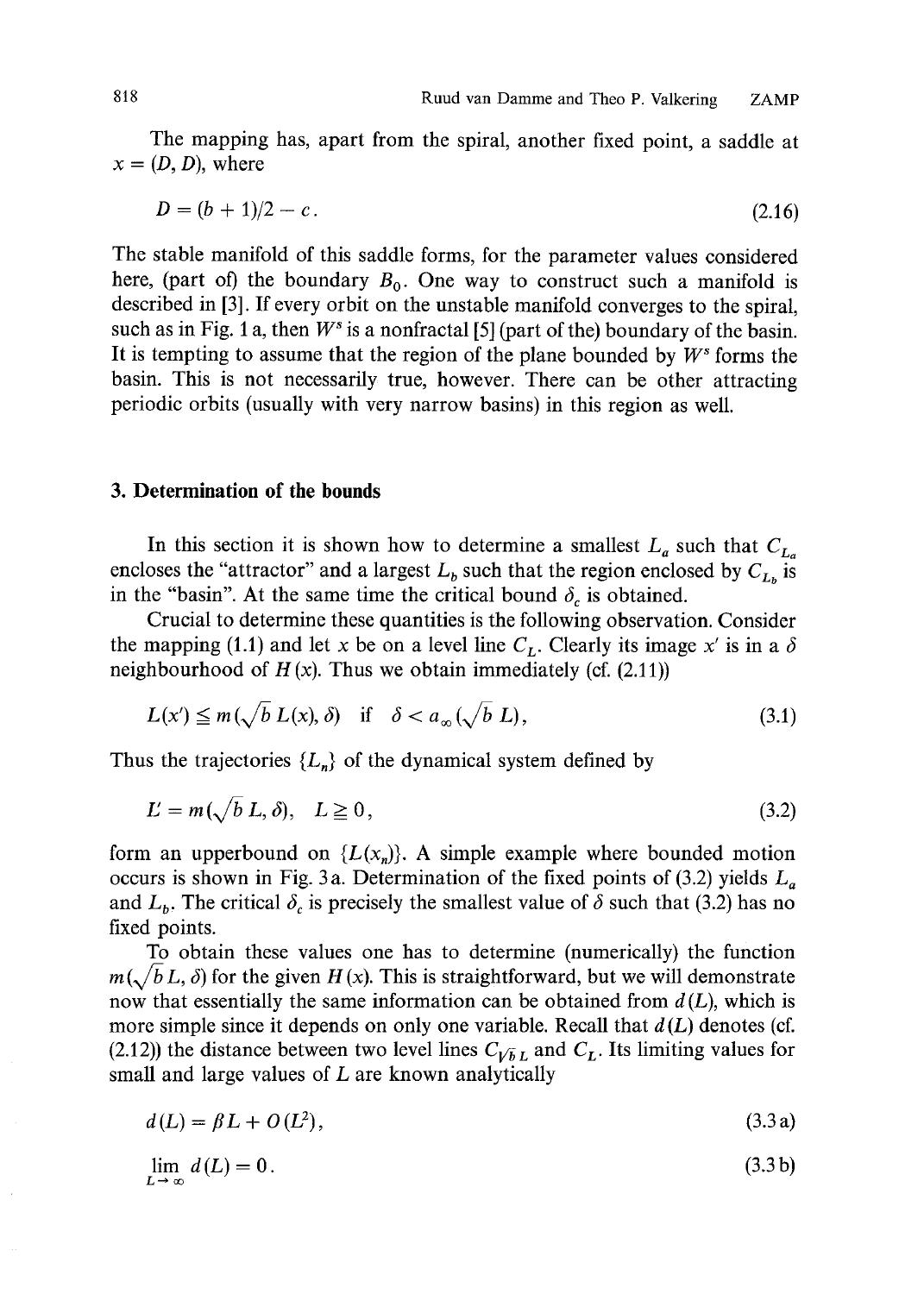The mapping has, apart from the spiral, another fixed point, a saddle at $x = (D, D)$, where

$$D = (b + 1)/2 - c. \tag{2.16}$$

The stable manifold of this saddle forms, for the parameter values considered here, (part of) the boundary $B_0$. One way to construct such a manifold is described in [3]. If every orbit on the unstable manifold converges to the spiral, such as in Fig. 1a, then $W^s$ is a nonfractal [5] (part of the) boundary of the basin. It is tempting to assume that the region of the plane bounded by $W^s$ forms the basin. This is not necessarily true, however. There can be other attracting periodic orbits (usually with very narrow basins) in this region as well.

## 3. Determination of the bounds

In this section it is shown how to determine a smallest $L_a$ such that $C_{L_a}$ encloses the "attractor" and a largest $L_b$ such that the region enclosed by $C_{L_b}$ is in the "basin". At the same time the critical bound $\delta_c$ is obtained.

Crucial to determine these quantities is the following observation. Consider the mapping (1.1) and let $x$ be on a level line $C_L$. Clearly its image $x'$ is in a $\delta$ neighbourhood of $H(x)$. Thus we obtain immediately (cf. (2.11))

$$L(x') \leqq m(\sqrt{b}\, L(x), \delta) \quad \text{if} \quad \delta < a_\infty(\sqrt{b}\, L), \tag{3.1}$$

Thus the trajectories $\{L_n\}$ of the dynamical system defined by

$$L' = m(\sqrt{b}\, L, \delta), \quad L \geqq 0, \tag{3.2}$$

form an upperbound on $\{L(x_n)\}$. A simple example where bounded motion occurs is shown in Fig. 3a. Determination of the fixed points of (3.2) yields $L_a$ and $L_b$. The critical $\delta_c$ is precisely the smallest value of $\delta$ such that (3.2) has no fixed points.

To obtain these values one has to determine (numerically) the function $m(\sqrt{b}\, L, \delta)$ for the given $H(x)$. This is straightforward, but we will demonstrate now that essentially the same information can be obtained from $d(L)$, which is more simple since it depends on only one variable. Recall that $d(L)$ denotes (cf. (2.12)) the distance between two level lines $C_{\sqrt{b}\, L}$ and $C_L$. Its limiting values for small and large values of $L$ are known analytically

$$d(L) = \beta L + O(L^2), \tag{3.3a}$$

$$\lim_{L \to \infty} d(L) = 0. \tag{3.3b}$$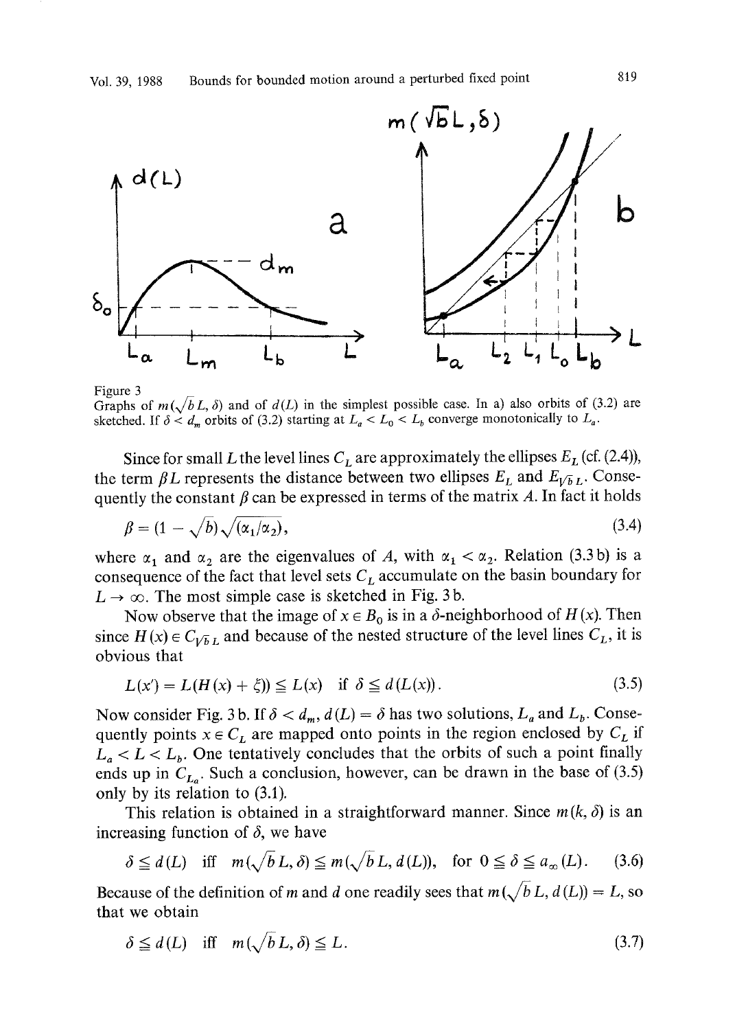Figure 3
Graphs of $m(\sqrt{b}\,L, \delta)$ and of $d(L)$ in the simplest possible case. In a) also orbits of (3.2) are sketched. If $\delta < d_m$ orbits of (3.2) starting at $L_a < L_0 < L_b$ converge monotonically to $L_a$.

Since for small $L$ the level lines $C_L$ are approximately the ellipses $E_L$ (cf. (2.4)), the term $\beta L$ represents the distance between two ellipses $E_L$ and $E_{\sqrt{b}L}$. Consequently the constant $\beta$ can be expressed in terms of the matrix $A$. In fact it holds

$$\beta = (1 - \sqrt{b})\sqrt{(\alpha_1/\alpha_2)}, \tag{3.4}$$

where $\alpha_1$ and $\alpha_2$ are the eigenvalues of $A$, with $\alpha_1 < \alpha_2$. Relation (3.3b) is a consequence of the fact that level sets $C_L$ accumulate on the basin boundary for $L \to \infty$. The most simple case is sketched in Fig. 3b.

Now observe that the image of $x \in B_0$ is in a $\delta$-neighborhood of $H(x)$. Then since $H(x) \in C_{\sqrt{b}L}$ and because of the nested structure of the level lines $C_L$, it is obvious that

$$L(x') = L(H(x) + \xi)) \leqq L(x) \quad \text{if } \delta \leqq d(L(x)). \tag{3.5}$$

Now consider Fig. 3b. If $\delta < d_m$, $d(L) = \delta$ has two solutions, $L_a$ and $L_b$. Consequently points $x \in C_L$ are mapped onto points in the region enclosed by $C_L$ if $L_a < L < L_b$. One tentatively concludes that the orbits of such a point finally ends up in $C_{L_a}$. Such a conclusion, however, can be drawn in the base of (3.5) only by its relation to (3.1).

This relation is obtained in a straightforward manner. Since $m(k, \delta)$ is an increasing function of $\delta$, we have

$$\delta \leqq d(L) \quad \text{iff} \quad m(\sqrt{b}\,L, \delta) \leqq m(\sqrt{b}\,L, d(L)), \quad \text{for } 0 \leqq \delta \leqq a_\infty(L). \tag{3.6}$$

Because of the definition of $m$ and $d$ one readily sees that $m(\sqrt{b}\,L, d(L)) = L$, so that we obtain

$$\delta \leqq d(L) \quad \text{iff} \quad m(\sqrt{b}\,L, \delta) \leqq L. \tag{3.7}$$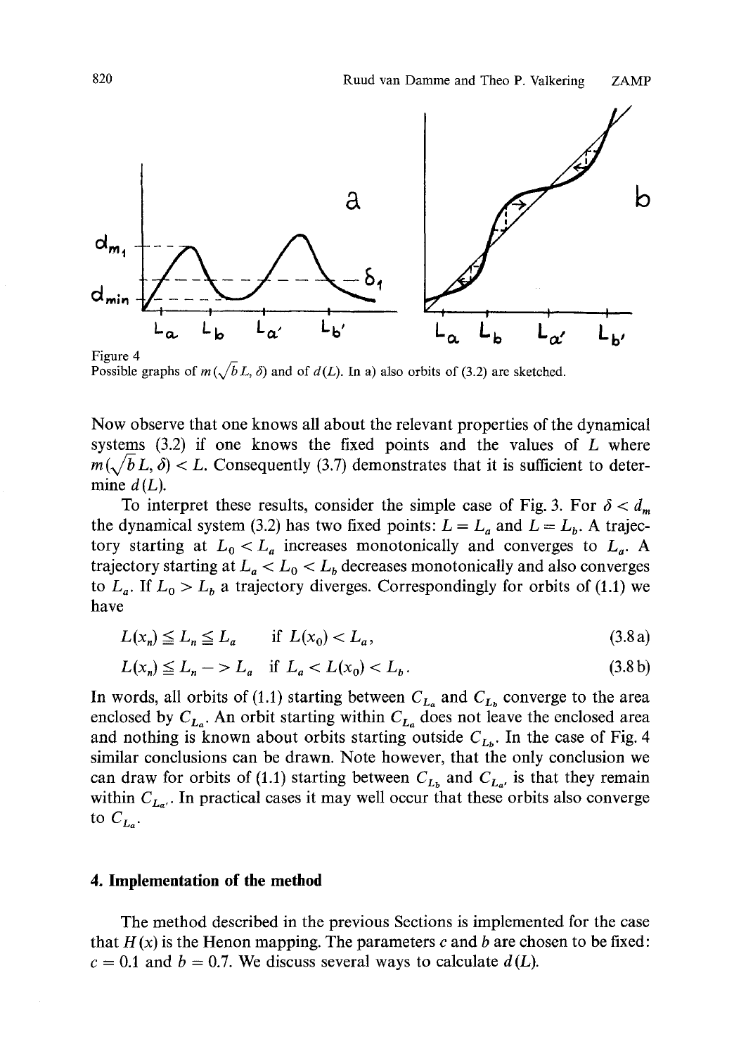Figure 4
Possible graphs of $m(\sqrt{b}L, \delta)$ and of $d(L)$. In a) also orbits of (3.2) are sketched.

Now observe that one knows all about the relevant properties of the dynamical systems (3.2) if one knows the fixed points and the values of $L$ where $m(\sqrt{b}L, \delta) < L$. Consequently (3.7) demonstrates that it is sufficient to determine $d(L)$.

To interpret these results, consider the simple case of Fig. 3. For $\delta < d_m$ the dynamical system (3.2) has two fixed points: $L = L_a$ and $L = L_b$. A trajectory starting at $L_0 < L_a$ increases monotonically and converges to $L_a$. A trajectory starting at $L_a < L_0 < L_b$ decreases monotonically and also converges to $L_a$. If $L_0 > L_b$ a trajectory diverges. Correspondingly for orbits of (1.1) we have

$$L(x_n) \leqq L_n \leqq L_a \qquad \text{if } L(x_0) < L_a, \tag{3.8a}$$

$$L(x_n) \leqq L_n -> L_a \quad \text{if } L_a < L(x_0) < L_b. \tag{3.8b}$$

In words, all orbits of (1.1) starting between $C_{L_a}$ and $C_{L_b}$ converge to the area enclosed by $C_{L_a}$. An orbit starting within $C_{L_a}$ does not leave the enclosed area and nothing is known about orbits starting outside $C_{L_b}$. In the case of Fig. 4 similar conclusions can be drawn. Note however, that the only conclusion we can draw for orbits of (1.1) starting between $C_{L_b}$ and $C_{L_{a'}}$ is that they remain within $C_{L_{a'}}$. In practical cases it may well occur that these orbits also converge to $C_{L_a}$.

## 4. Implementation of the method

The method described in the previous Sections is implemented for the case that $H(x)$ is the Henon mapping. The parameters $c$ and $b$ are chosen to be fixed: $c = 0.1$ and $b = 0.7$. We discuss several ways to calculate $d(L)$.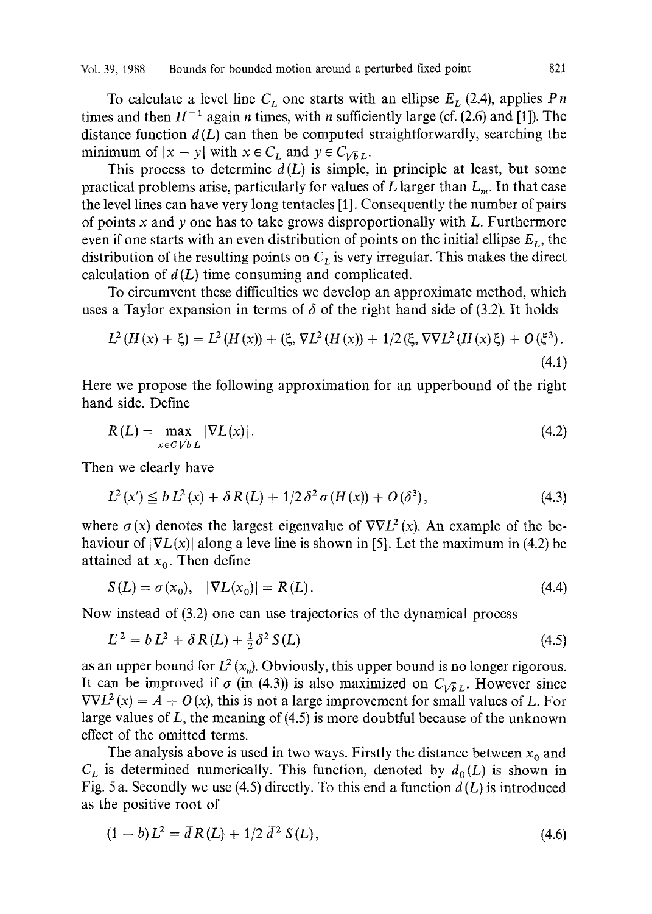To calculate a level line $C_L$ one starts with an ellipse $E_L$ (2.4), applies $Pn$ times and then $H^{-1}$ again $n$ times, with $n$ sufficiently large (cf. (2.6) and [1]). The distance function $d(L)$ can then be computed straightforwardly, searching the minimum of $|x - y|$ with $x \in C_L$ and $y \in C_{\sqrt{b}L}$.

This process to determine $d(L)$ is simple, in principle at least, but some practical problems arise, particularly for values of $L$ larger than $L_m$. In that case the level lines can have very long tentacles [1]. Consequently the number of pairs of points $x$ and $y$ one has to take grows disproportionally with $L$. Furthermore even if one starts with an even distribution of points on the initial ellipse $E_L$, the distribution of the resulting points on $C_L$ is very irregular. This makes the direct calculation of $d(L)$ time consuming and complicated.

To circumvent these difficulties we develop an approximate method, which uses a Taylor expansion in terms of $\delta$ of the right hand side of (3.2). It holds

$$L^2(H(x) + \xi) = L^2(H(x)) + (\xi, \nabla L^2(H(x)) + 1/2(\xi, \nabla\nabla L^2(H(x)\xi) + O(\xi^3). \tag{4.1}$$

Here we propose the following approximation for an upperbound of the right hand side. Define

$$R(L) = \max_{x \in C\sqrt{b}L} |\nabla L(x)|. \tag{4.2}$$

Then we clearly have

$$L^2(x') \leq b L^2(x) + \delta R(L) + 1/2\, \delta^2 \sigma(H(x)) + O(\delta^3), \tag{4.3}$$

where $\sigma(x)$ denotes the largest eigenvalue of $\nabla\nabla L^2(x)$. An example of the behaviour of $|\nabla L(x)|$ along a leve line is shown in [5]. Let the maximum in (4.2) be attained at $x_0$. Then define

$$S(L) = \sigma(x_0), \quad |\nabla L(x_0)| = R(L). \tag{4.4}$$

Now instead of (3.2) one can use trajectories of the dynamical process

$$L'^2 = b L^2 + \delta R(L) + \tfrac{1}{2}\delta^2 S(L) \tag{4.5}$$

as an upper bound for $L^2(x_n)$. Obviously, this upper bound is no longer rigorous. It can be improved if $\sigma$ (in (4.3)) is also maximized on $C_{\sqrt{b}L}$. However since $\nabla\nabla L^2(x) = A + O(x)$, this is not a large improvement for small values of $L$. For large values of $L$, the meaning of (4.5) is more doubtful because of the unknown effect of the omitted terms.

The analysis above is used in two ways. Firstly the distance between $x_0$ and $C_L$ is determined numerically. This function, denoted by $d_0(L)$ is shown in Fig. 5a. Secondly we use (4.5) directly. To this end a function $\bar{d}(L)$ is introduced as the positive root of

$$(1 - b)L^2 = \bar{d} R(L) + 1/2\, \bar{d}^2 S(L), \tag{4.6}$$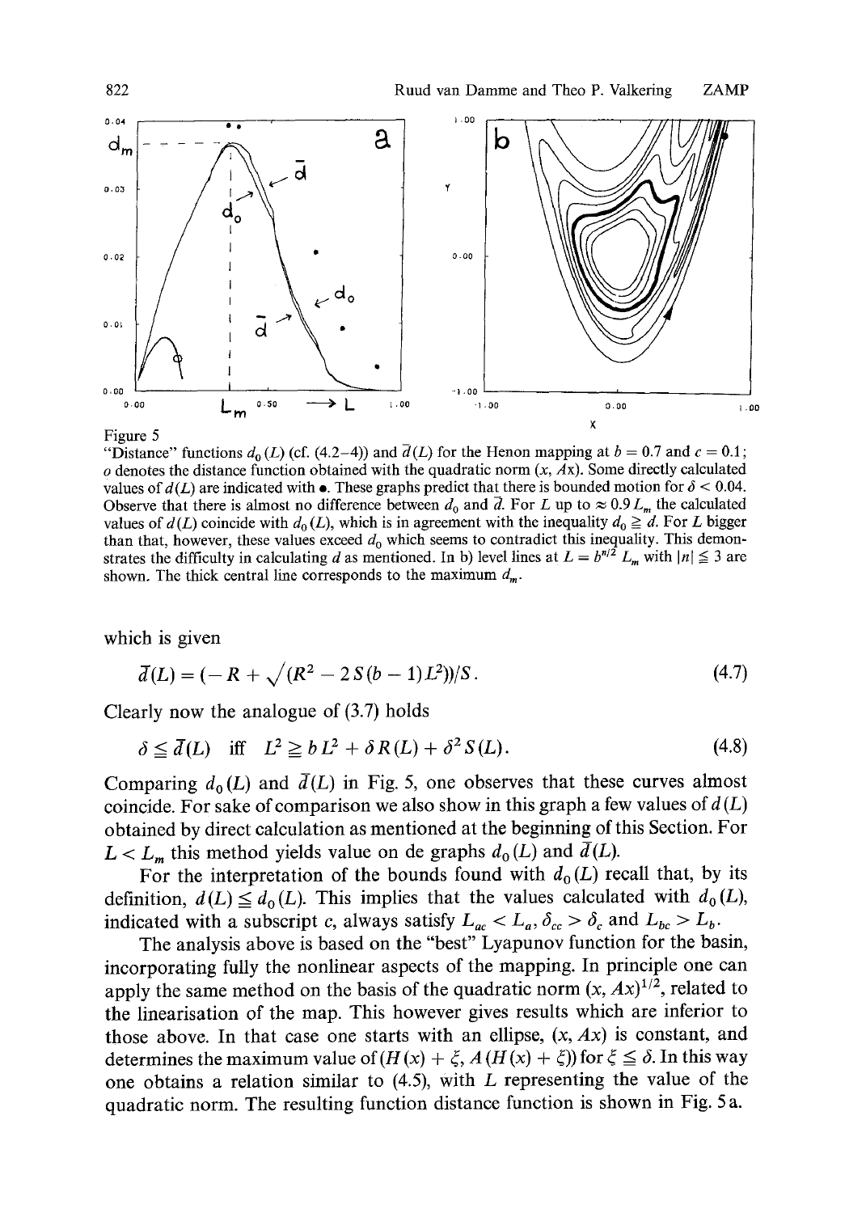Figure 5

"Distance" functions $d_0(L)$ (cf. (4.2–4)) and $\bar{d}(L)$ for the Henon mapping at $b = 0.7$ and $c = 0.1$; $o$ denotes the distance function obtained with the quadratic norm $(x, Ax)$. Some directly calculated values of $d(L)$ are indicated with •. These graphs predict that there is bounded motion for $\delta < 0.04$. Observe that there is almost no difference between $d_0$ and $\bar{d}$. For $L$ up to $\approx 0.9\,L_m$ the calculated values of $d(L)$ coincide with $d_0(L)$, which is in agreement with the inequality $d_0 \geqq d$. For $L$ bigger than that, however, these values exceed $d_0$ which seems to contradict this inequality. This demonstrates the difficulty in calculating $d$ as mentioned. In b) level lines at $L = b^{n/2} L_m$ with $|n| \leqq 3$ are shown. The thick central line corresponds to the maximum $d_m$.

which is given

$$\bar{d}(L) = (-R + \sqrt{(R^2 - 2S(b-1)L^2)})/S. \tag{4.7}$$

Clearly now the analogue of (3.7) holds

$$\delta \leqq \bar{d}(L) \quad \text{iff} \quad L^2 \geqq bL^2 + \delta R(L) + \delta^2 S(L). \tag{4.8}$$

Comparing $d_0(L)$ and $\bar{d}(L)$ in Fig. 5, one observes that these curves almost coincide. For sake of comparison we also show in this graph a few values of $d(L)$ obtained by direct calculation as mentioned at the beginning of this Section. For $L < L_m$ this method yields value on de graphs $d_0(L)$ and $\bar{d}(L)$.

For the interpretation of the bounds found with $d_0(L)$ recall that, by its definition, $d(L) \leqq d_0(L)$. This implies that the values calculated with $d_0(L)$, indicated with a subscript $c$, always satisfy $L_{ac} < L_a$, $\delta_{cc} > \delta_c$ and $L_{bc} > L_b$.

The analysis above is based on the "best" Lyapunov function for the basin, incorporating fully the nonlinear aspects of the mapping. In principle one can apply the same method on the basis of the quadratic norm $(x, Ax)^{1/2}$, related to the linearisation of the map. This however gives results which are inferior to those above. In that case one starts with an ellipse, $(x, Ax)$ is constant, and determines the maximum value of $(H(x) + \xi, A(H(x) + \xi))$ for $\xi \leqq \delta$. In this way one obtains a relation similar to (4.5), with $L$ representing the value of the quadratic norm. The resulting function distance function is shown in Fig. 5a.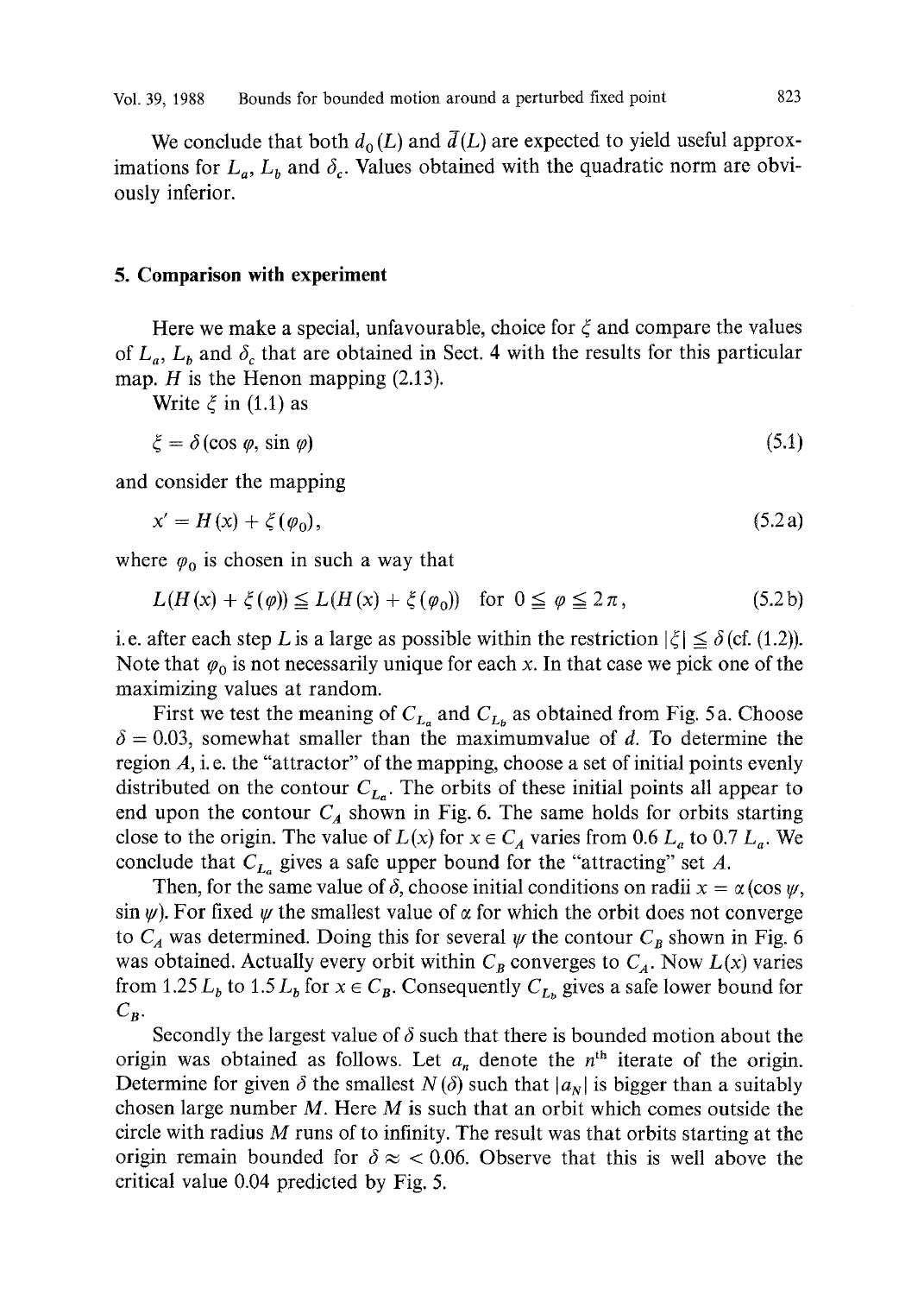We conclude that both $d_0(L)$ and $\bar{d}(L)$ are expected to yield useful approximations for $L_a$, $L_b$ and $\delta_c$. Values obtained with the quadratic norm are obviously inferior.

## 5. Comparison with experiment

Here we make a special, unfavourable, choice for $\xi$ and compare the values of $L_a$, $L_b$ and $\delta_c$ that are obtained in Sect. 4 with the results for this particular map. $H$ is the Henon mapping (2.13).

Write $\xi$ in (1.1) as

$$\xi = \delta(\cos\varphi, \sin\varphi) \tag{5.1}$$

and consider the mapping

$$x' = H(x) + \xi(\varphi_0), \tag{5.2a}$$

where $\varphi_0$ is chosen in such a way that

$$L(H(x) + \xi(\varphi)) \leqq L(H(x) + \xi(\varphi_0)) \quad \text{for } 0 \leqq \varphi \leqq 2\pi, \tag{5.2b}$$

i.e. after each step $L$ is a large as possible within the restriction $|\xi| \leqq \delta$ (cf. (1.2)). Note that $\varphi_0$ is not necessarily unique for each $x$. In that case we pick one of the maximizing values at random.

First we test the meaning of $C_{L_a}$ and $C_{L_b}$ as obtained from Fig. 5a. Choose $\delta = 0.03$, somewhat smaller than the maximumvalue of $d$. To determine the region $A$, i.e. the "attractor" of the mapping, choose a set of initial points evenly distributed on the contour $C_{L_a}$. The orbits of these initial points all appear to end upon the contour $C_A$ shown in Fig. 6. The same holds for orbits starting close to the origin. The value of $L(x)$ for $x \in C_A$ varies from $0.6\,L_a$ to $0.7\,L_a$. We conclude that $C_{L_a}$ gives a safe upper bound for the "attracting" set $A$.

Then, for the same value of $\delta$, choose initial conditions on radii $x = \alpha(\cos\psi, \sin\psi)$. For fixed $\psi$ the smallest value of $\alpha$ for which the orbit does not converge to $C_A$ was determined. Doing this for several $\psi$ the contour $C_B$ shown in Fig. 6 was obtained. Actually every orbit within $C_B$ converges to $C_A$. Now $L(x)$ varies from $1.25\,L_b$ to $1.5\,L_b$ for $x \in C_B$. Consequently $C_{L_b}$ gives a safe lower bound for $C_B$.

Secondly the largest value of $\delta$ such that there is bounded motion about the origin was obtained as follows. Let $a_n$ denote the $n^{\text{th}}$ iterate of the origin. Determine for given $\delta$ the smallest $N(\delta)$ such that $|a_N|$ is bigger than a suitably chosen large number $M$. Here $M$ is such that an orbit which comes outside the circle with radius $M$ runs of to infinity. The result was that orbits starting at the origin remain bounded for $\delta \approx < 0.06$. Observe that this is well above the critical value 0.04 predicted by Fig. 5.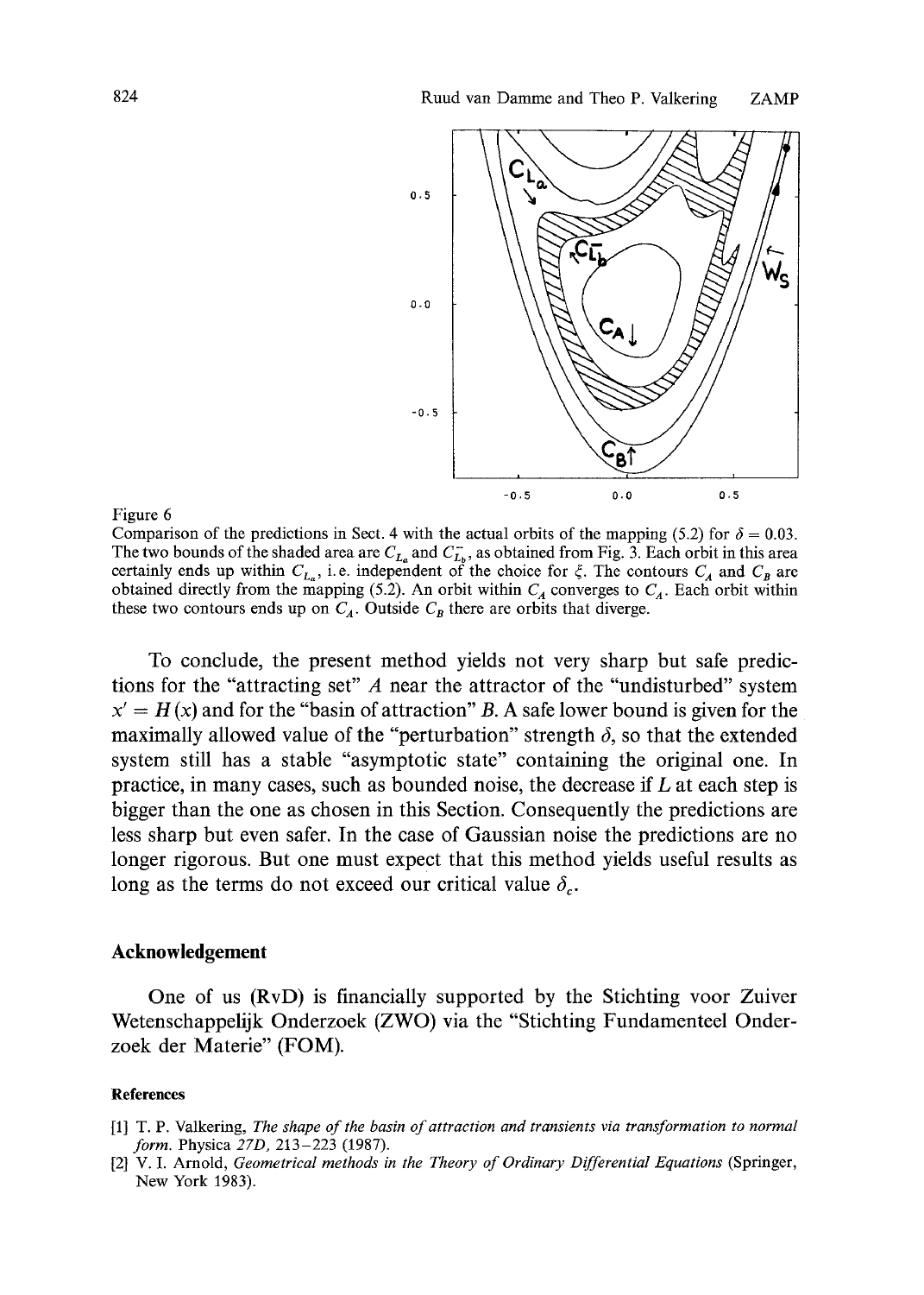Figure 6

Comparison of the predictions in Sect. 4 with the actual orbits of the mapping (5.2) for $\delta = 0.03$. The two bounds of the shaded area are $C_{L_a}$ and $C_{L_b}^-$, as obtained from Fig. 3. Each orbit in this area certainly ends up within $C_{L_a}$, i.e. independent of the choice for $\xi$. The contours $C_A$ and $C_B$ are obtained directly from the mapping (5.2). An orbit within $C_A$ converges to $C_A$. Each orbit within these two contours ends up on $C_A$. Outside $C_B$ there are orbits that diverge.

To conclude, the present method yields not very sharp but safe predictions for the "attracting set" $A$ near the attractor of the "undisturbed" system $x' = H(x)$ and for the "basin of attraction" $B$. A safe lower bound is given for the maximally allowed value of the "perturbation" strength $\delta$, so that the extended system still has a stable "asymptotic state" containing the original one. In practice, in many cases, such as bounded noise, the decrease if $L$ at each step is bigger than the one as chosen in this Section. Consequently the predictions are less sharp but even safer. In the case of Gaussian noise the predictions are no longer rigorous. But one must expect that this method yields useful results as long as the terms do not exceed our critical value $\delta_c$.

## Acknowledgement

One of us (RvD) is financially supported by the Stichting voor Zuiver Wetenschappelijk Onderzoek (ZWO) via the "Stichting Fundamenteel Onderzoek der Materie" (FOM).

### References

[1] T. P. Valkering, *The shape of the basin of attraction and transients via transformation to normal form.* Physica *27D*, 213–223 (1987).

[2] V. I. Arnold, *Geometrical methods in the Theory of Ordinary Differential Equations* (Springer, New York 1983).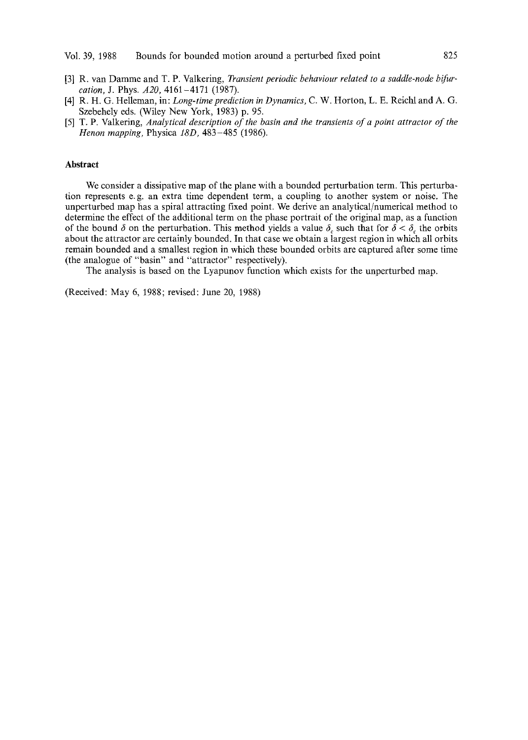[3] R. van Damme and T. P. Valkering, *Transient periodic behaviour related to a saddle-node bifurcation*, J. Phys. *A20*, 4161–4171 (1987).

[4] R. H. G. Helleman, in: *Long-time prediction in Dynamics*, C. W. Horton, L. E. Reichl and A. G. Szebehely eds. (Wiley New York, 1983) p. 95.

[5] T. P. Valkering, *Analytical description of the basin and the transients of a point attractor of the Henon mapping*, Physica *18D*, 483–485 (1986).

## Abstract

We consider a dissipative map of the plane with a bounded perturbation term. This perturbation represents e.g. an extra time dependent term, a coupling to another system or noise. The unperturbed map has a spiral attracting fixed point. We derive an analytical/numerical method to determine the effect of the additional term on the phase portrait of the original map, as a function of the bound $\delta$ on the perturbation. This method yields a value $\delta_c$ such that for $\delta < \delta_c$ the orbits about the attractor are certainly bounded. In that case we obtain a largest region in which all orbits remain bounded and a smallest region in which these bounded orbits are captured after some time (the analogue of "basin" and "attractor" respectively).

The analysis is based on the Lyapunov function which exists for the unperturbed map.

(Received: May 6, 1988; revised: June 20, 1988)